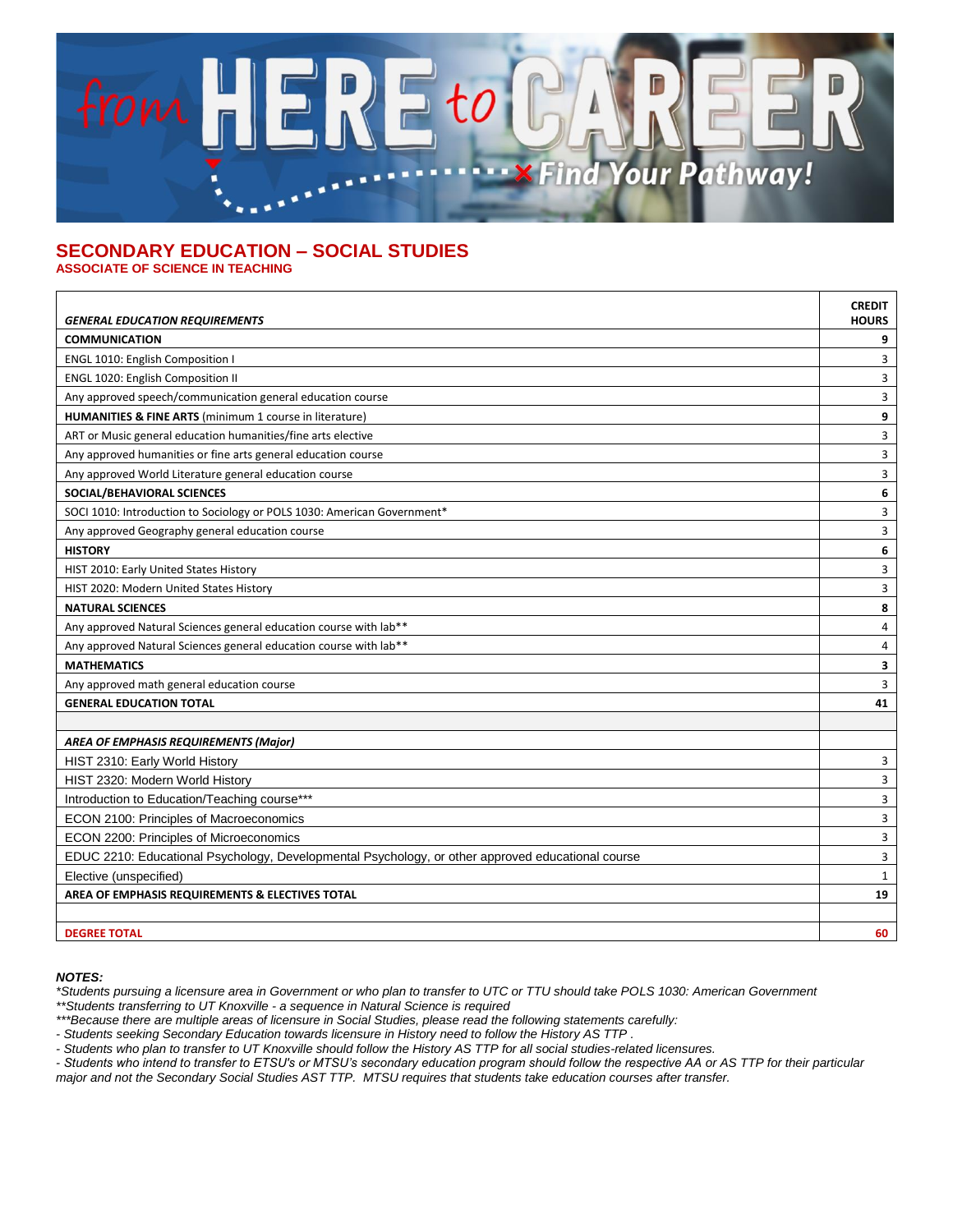# SECONDARY EDUCATION – SOCIAL STUDIES

### ASSOCIATE OF SCIENCE IN TEACHING

| *GENERAL EDUCATION REQUIREMENTS* | CREDIT HOURS |
|---|---|
| **COMMUNICATION** | **9** |
| ENGL 1010: English Composition I | 3 |
| ENGL 1020: English Composition II | 3 |
| Any approved speech/communication general education course | 3 |
| **HUMANITIES & FINE ARTS** (minimum 1 course in literature) | **9** |
| ART or Music general education humanities/fine arts elective | 3 |
| Any approved humanities or fine arts general education course | 3 |
| Any approved World Literature general education course | 3 |
| **SOCIAL/BEHAVIORAL SCIENCES** | **6** |
| SOCI 1010: Introduction to Sociology or POLS 1030: American Government* | 3 |
| Any approved Geography general education course | 3 |
| **HISTORY** | **6** |
| HIST 2010: Early United States History | 3 |
| HIST 2020: Modern United States History | 3 |
| **NATURAL SCIENCES** | **8** |
| Any approved Natural Sciences general education course with lab** | 4 |
| Any approved Natural Sciences general education course with lab** | 4 |
| **MATHEMATICS** | **3** |
| Any approved math general education course | 3 |
| **GENERAL EDUCATION TOTAL** | **41** |
| | |
| ***AREA OF EMPHASIS REQUIREMENTS (Major)*** | |
| HIST 2310: Early World History | 3 |
| HIST 2320: Modern World History | 3 |
| Introduction to Education/Teaching course*** | 3 |
| ECON 2100: Principles of Macroeconomics | 3 |
| ECON 2200: Principles of Microeconomics | 3 |
| EDUC 2210: Educational Psychology, Developmental Psychology, or other approved educational course | 3 |
| Elective (unspecified) | 1 |
| **AREA OF EMPHASIS REQUIREMENTS & ELECTIVES TOTAL** | **19** |
| | |
| **DEGREE TOTAL** | **60** |

***NOTES:***

*\*Students pursuing a licensure area in Government or who plan to transfer to UTC or TTU should take POLS 1030: American Government*

*\*\*Students transferring to UT Knoxville - a sequence in Natural Science is required*

*\*\*\*Because there are multiple areas of licensure in Social Studies, please read the following statements carefully:*

*- Students seeking Secondary Education towards licensure in History need to follow the History AS TTP .*

*- Students who plan to transfer to UT Knoxville should follow the History AS TTP for all social studies-related licensures.*

*- Students who intend to transfer to ETSU's or MTSU's secondary education program should follow the respective AA or AS TTP for their particular major and not the Secondary Social Studies AST TTP. MTSU requires that students take education courses after transfer.*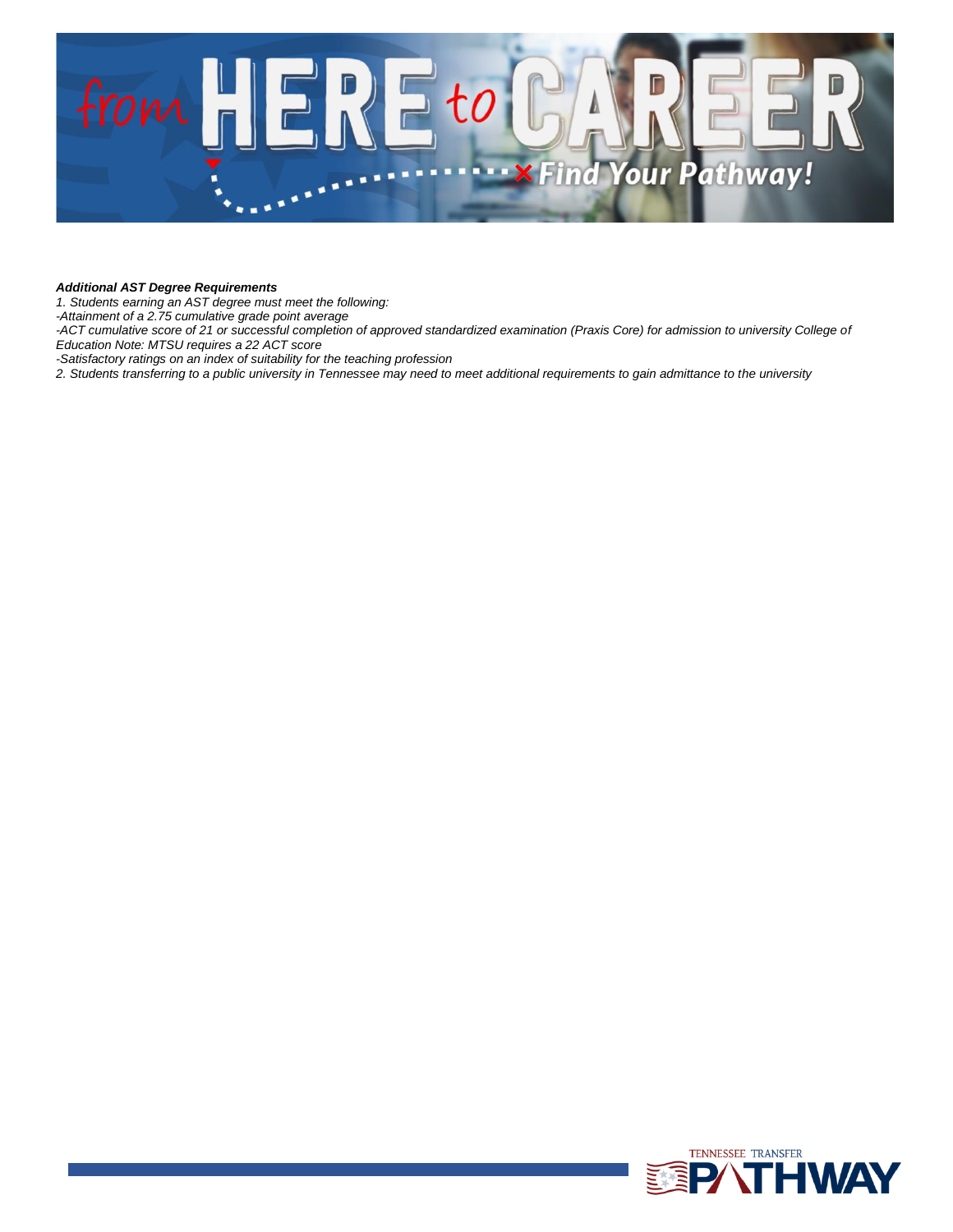***Additional AST Degree Requirements***

*1. Students earning an AST degree must meet the following:*

*-Attainment of a 2.75 cumulative grade point average*

*-ACT cumulative score of 21 or successful completion of approved standardized examination (Praxis Core) for admission to university College of Education Note: MTSU requires a 22 ACT score*

*-Satisfactory ratings on an index of suitability for the teaching profession*

*2. Students transferring to a public university in Tennessee may need to meet additional requirements to gain admittance to the university*